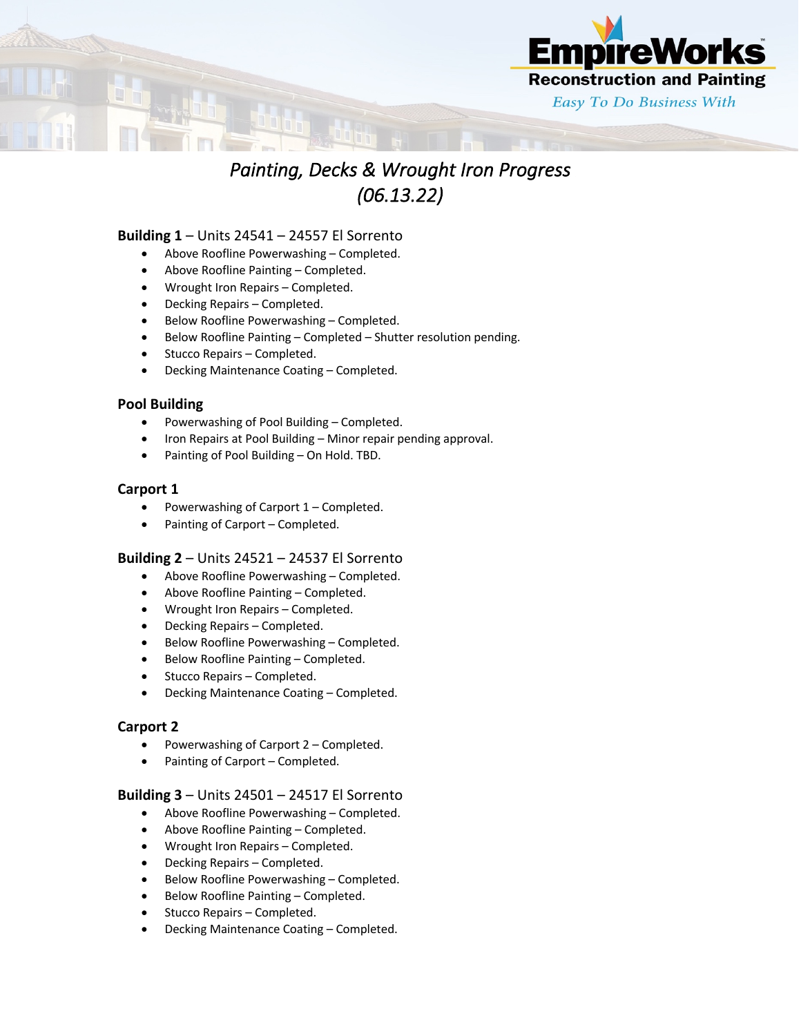# *Painting, Decks & Wrought Iron Progress (06.13.22)*

**Building 1** – Units 24541 – 24557 El Sorrento

- Above Roofline Powerwashing – Completed.
- Above Roofline Painting – Completed.
- Wrought Iron Repairs – Completed.
- Decking Repairs – Completed.
- Below Roofline Powerwashing – Completed.
- Below Roofline Painting – Completed – Shutter resolution pending.
- Stucco Repairs – Completed.
- Decking Maintenance Coating – Completed.

**Pool Building**

- Powerwashing of Pool Building – Completed.
- Iron Repairs at Pool Building – Minor repair pending approval.
- Painting of Pool Building – On Hold. TBD.

**Carport 1**

- Powerwashing of Carport 1 – Completed.
- Painting of Carport – Completed.

**Building 2** – Units 24521 – 24537 El Sorrento

- Above Roofline Powerwashing – Completed.
- Above Roofline Painting – Completed.
- Wrought Iron Repairs – Completed.
- Decking Repairs – Completed.
- Below Roofline Powerwashing – Completed.
- Below Roofline Painting – Completed.
- Stucco Repairs – Completed.
- Decking Maintenance Coating – Completed.

**Carport 2**

- Powerwashing of Carport 2 – Completed.
- Painting of Carport – Completed.

**Building 3** – Units 24501 – 24517 El Sorrento

- Above Roofline Powerwashing – Completed.
- Above Roofline Painting – Completed.
- Wrought Iron Repairs – Completed.
- Decking Repairs – Completed.
- Below Roofline Powerwashing – Completed.
- Below Roofline Painting – Completed.
- Stucco Repairs – Completed.
- Decking Maintenance Coating – Completed.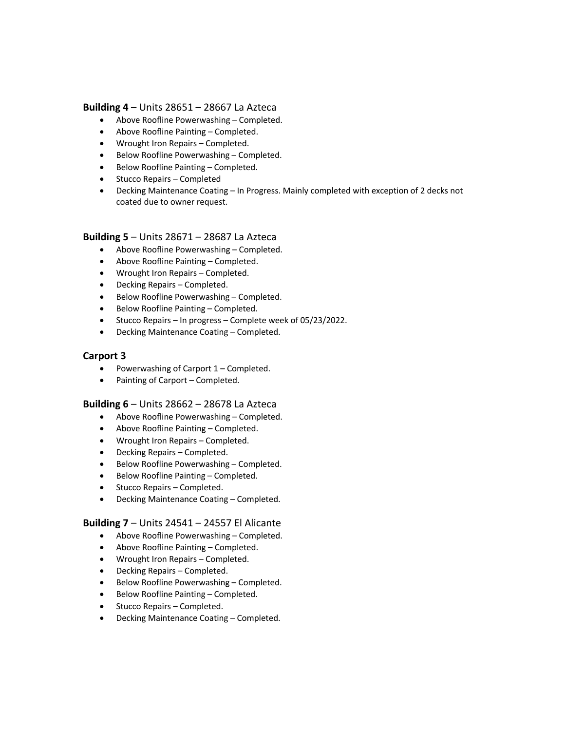**Building 4** – Units 28651 – 28667 La Azteca

- Above Roofline Powerwashing – Completed.
- Above Roofline Painting – Completed.
- Wrought Iron Repairs – Completed.
- Below Roofline Powerwashing – Completed.
- Below Roofline Painting – Completed.
- Stucco Repairs – Completed
- Decking Maintenance Coating – In Progress. Mainly completed with exception of 2 decks not coated due to owner request.

**Building 5** – Units 28671 – 28687 La Azteca

- Above Roofline Powerwashing – Completed.
- Above Roofline Painting – Completed.
- Wrought Iron Repairs – Completed.
- Decking Repairs – Completed.
- Below Roofline Powerwashing – Completed.
- Below Roofline Painting – Completed.
- Stucco Repairs – In progress – Complete week of 05/23/2022.
- Decking Maintenance Coating – Completed.

**Carport 3**

- Powerwashing of Carport 1 – Completed.
- Painting of Carport – Completed.

**Building 6** – Units 28662 – 28678 La Azteca

- Above Roofline Powerwashing – Completed.
- Above Roofline Painting – Completed.
- Wrought Iron Repairs – Completed.
- Decking Repairs – Completed.
- Below Roofline Powerwashing – Completed.
- Below Roofline Painting – Completed.
- Stucco Repairs – Completed.
- Decking Maintenance Coating – Completed.

**Building 7** – Units 24541 – 24557 El Alicante

- Above Roofline Powerwashing – Completed.
- Above Roofline Painting – Completed.
- Wrought Iron Repairs – Completed.
- Decking Repairs – Completed.
- Below Roofline Powerwashing – Completed.
- Below Roofline Painting – Completed.
- Stucco Repairs – Completed.
- Decking Maintenance Coating – Completed.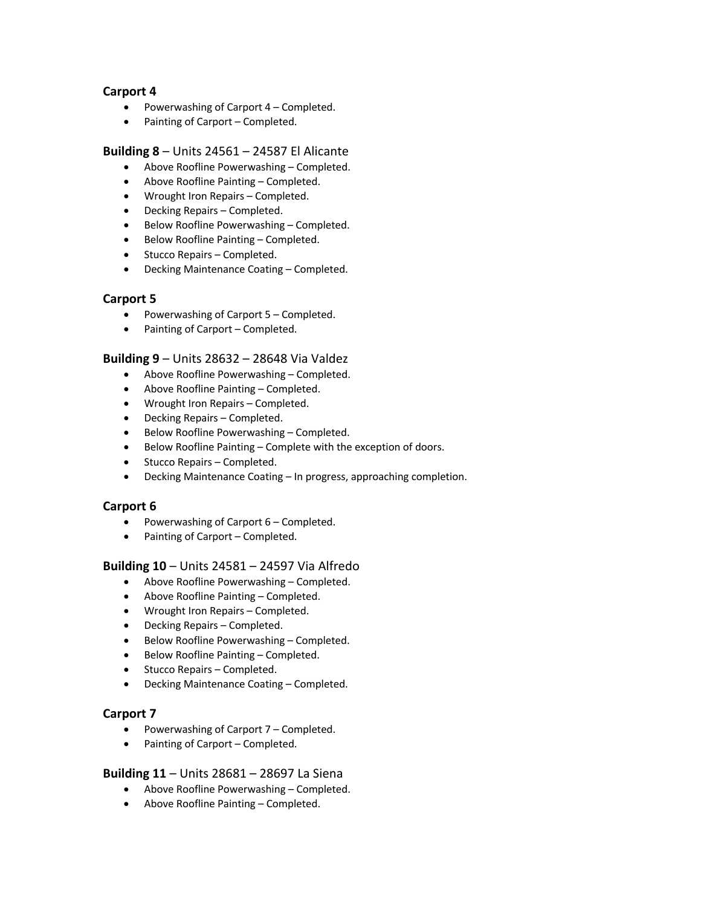### Carport 4

- Powerwashing of Carport 4 – Completed.
- Painting of Carport – Completed.

### **Building 8** – Units 24561 – 24587 El Alicante

- Above Roofline Powerwashing – Completed.
- Above Roofline Painting – Completed.
- Wrought Iron Repairs – Completed.
- Decking Repairs – Completed.
- Below Roofline Powerwashing – Completed.
- Below Roofline Painting – Completed.
- Stucco Repairs – Completed.
- Decking Maintenance Coating – Completed.

### Carport 5

- Powerwashing of Carport 5 – Completed.
- Painting of Carport – Completed.

### **Building 9** – Units 28632 – 28648 Via Valdez

- Above Roofline Powerwashing – Completed.
- Above Roofline Painting – Completed.
- Wrought Iron Repairs – Completed.
- Decking Repairs – Completed.
- Below Roofline Powerwashing – Completed.
- Below Roofline Painting – Complete with the exception of doors.
- Stucco Repairs – Completed.
- Decking Maintenance Coating – In progress, approaching completion.

### Carport 6

- Powerwashing of Carport 6 – Completed.
- Painting of Carport – Completed.

### **Building 10** – Units 24581 – 24597 Via Alfredo

- Above Roofline Powerwashing – Completed.
- Above Roofline Painting – Completed.
- Wrought Iron Repairs – Completed.
- Decking Repairs – Completed.
- Below Roofline Powerwashing – Completed.
- Below Roofline Painting – Completed.
- Stucco Repairs – Completed.
- Decking Maintenance Coating – Completed.

### Carport 7

- Powerwashing of Carport 7 – Completed.
- Painting of Carport – Completed.

### **Building 11** – Units 28681 – 28697 La Siena

- Above Roofline Powerwashing – Completed.
- Above Roofline Painting – Completed.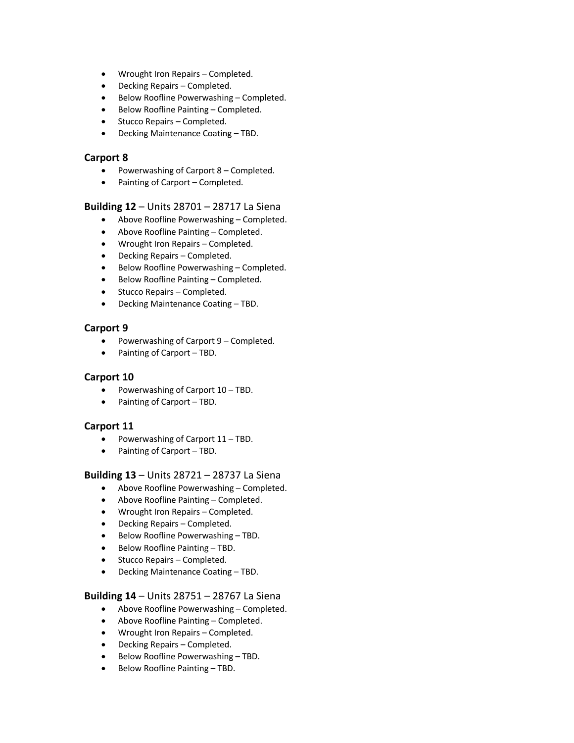- Wrought Iron Repairs – Completed.
- Decking Repairs – Completed.
- Below Roofline Powerwashing – Completed.
- Below Roofline Painting – Completed.
- Stucco Repairs – Completed.
- Decking Maintenance Coating – TBD.

### Carport 8

- Powerwashing of Carport 8 – Completed.
- Painting of Carport – Completed.

### **Building 12** – Units 28701 – 28717 La Siena

- Above Roofline Powerwashing – Completed.
- Above Roofline Painting – Completed.
- Wrought Iron Repairs – Completed.
- Decking Repairs – Completed.
- Below Roofline Powerwashing – Completed.
- Below Roofline Painting – Completed.
- Stucco Repairs – Completed.
- Decking Maintenance Coating – TBD.

### Carport 9

- Powerwashing of Carport 9 – Completed.
- Painting of Carport – TBD.

### Carport 10

- Powerwashing of Carport 10 – TBD.
- Painting of Carport – TBD.

### Carport 11

- Powerwashing of Carport 11 – TBD.
- Painting of Carport – TBD.

### **Building 13** – Units 28721 – 28737 La Siena

- Above Roofline Powerwashing – Completed.
- Above Roofline Painting – Completed.
- Wrought Iron Repairs – Completed.
- Decking Repairs – Completed.
- Below Roofline Powerwashing – TBD.
- Below Roofline Painting – TBD.
- Stucco Repairs – Completed.
- Decking Maintenance Coating – TBD.

### **Building 14** – Units 28751 – 28767 La Siena

- Above Roofline Powerwashing – Completed.
- Above Roofline Painting – Completed.
- Wrought Iron Repairs – Completed.
- Decking Repairs – Completed.
- Below Roofline Powerwashing – TBD.
- Below Roofline Painting – TBD.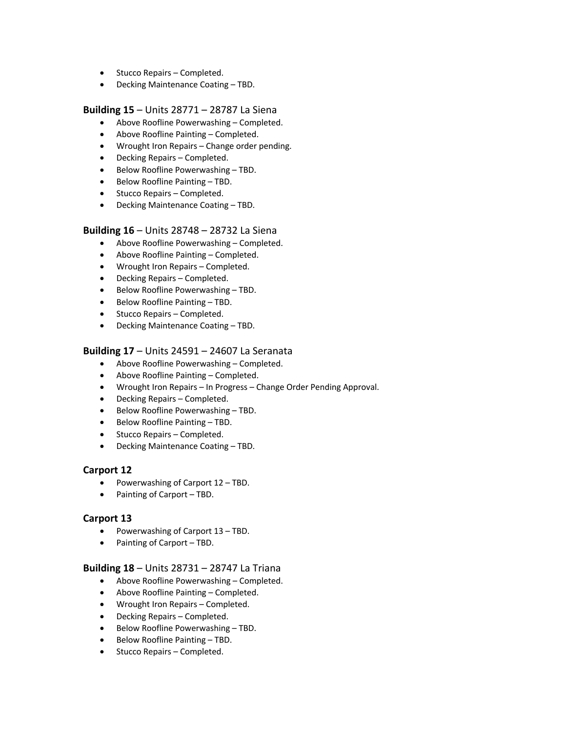- Stucco Repairs – Completed.
- Decking Maintenance Coating – TBD.

### **Building 15** – Units 28771 – 28787 La Siena

- Above Roofline Powerwashing – Completed.
- Above Roofline Painting – Completed.
- Wrought Iron Repairs – Change order pending.
- Decking Repairs – Completed.
- Below Roofline Powerwashing – TBD.
- Below Roofline Painting – TBD.
- Stucco Repairs – Completed.
- Decking Maintenance Coating – TBD.

### **Building 16** – Units 28748 – 28732 La Siena

- Above Roofline Powerwashing – Completed.
- Above Roofline Painting – Completed.
- Wrought Iron Repairs – Completed.
- Decking Repairs – Completed.
- Below Roofline Powerwashing – TBD.
- Below Roofline Painting – TBD.
- Stucco Repairs – Completed.
- Decking Maintenance Coating – TBD.

### **Building 17** – Units 24591 – 24607 La Seranata

- Above Roofline Powerwashing – Completed.
- Above Roofline Painting – Completed.
- Wrought Iron Repairs – In Progress – Change Order Pending Approval.
- Decking Repairs – Completed.
- Below Roofline Powerwashing – TBD.
- Below Roofline Painting – TBD.
- Stucco Repairs – Completed.
- Decking Maintenance Coating – TBD.

### **Carport 12**

- Powerwashing of Carport 12 – TBD.
- Painting of Carport – TBD.

### **Carport 13**

- Powerwashing of Carport 13 – TBD.
- Painting of Carport – TBD.

### **Building 18** – Units 28731 – 28747 La Triana

- Above Roofline Powerwashing – Completed.
- Above Roofline Painting – Completed.
- Wrought Iron Repairs – Completed.
- Decking Repairs – Completed.
- Below Roofline Powerwashing – TBD.
- Below Roofline Painting – TBD.
- Stucco Repairs – Completed.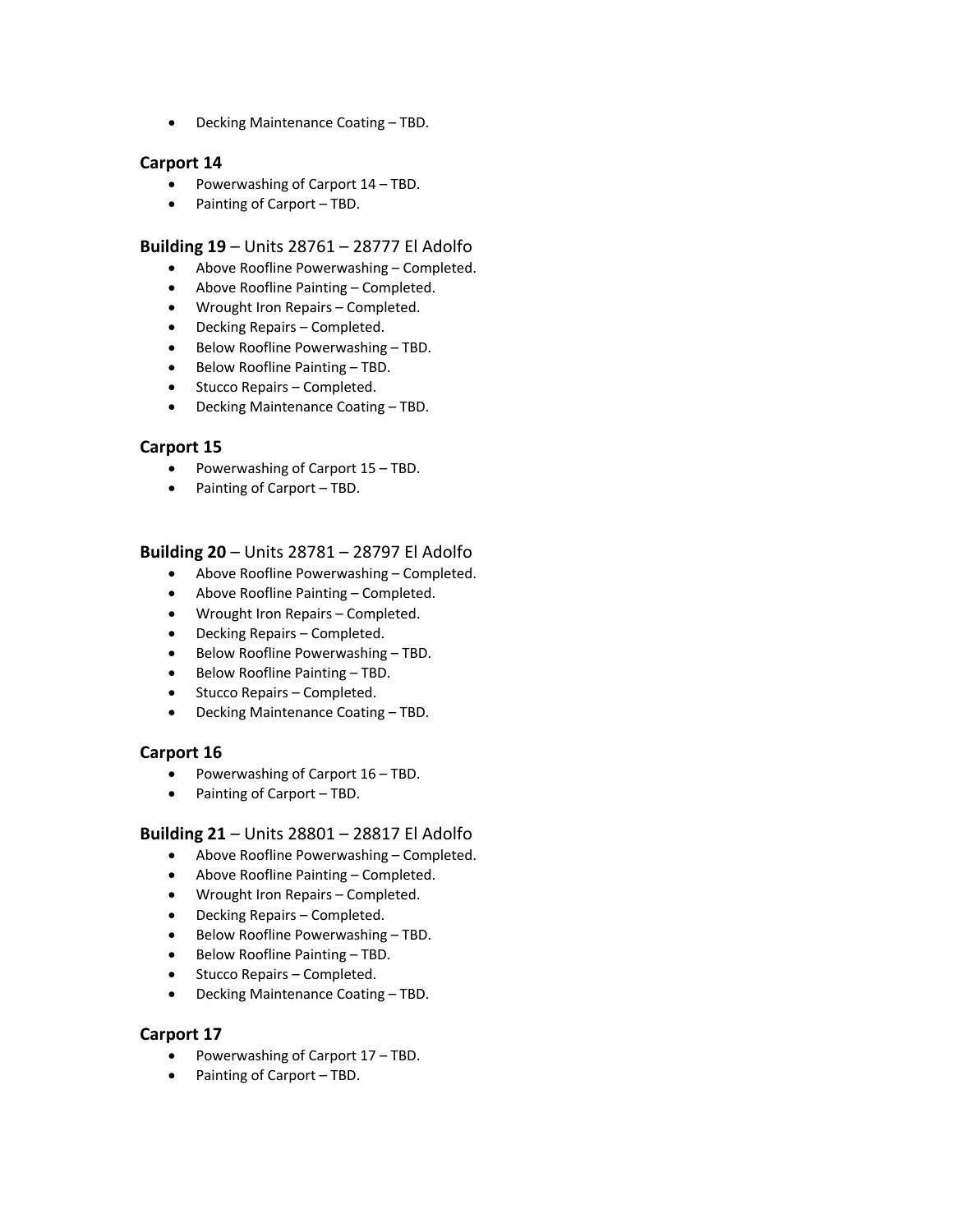- Decking Maintenance Coating – TBD.

### Carport 14

- Powerwashing of Carport 14 – TBD.
- Painting of Carport – TBD.

### **Building 19** – Units 28761 – 28777 El Adolfo

- Above Roofline Powerwashing – Completed.
- Above Roofline Painting – Completed.
- Wrought Iron Repairs – Completed.
- Decking Repairs – Completed.
- Below Roofline Powerwashing – TBD.
- Below Roofline Painting – TBD.
- Stucco Repairs – Completed.
- Decking Maintenance Coating – TBD.

### Carport 15

- Powerwashing of Carport 15 – TBD.
- Painting of Carport – TBD.

### **Building 20** – Units 28781 – 28797 El Adolfo

- Above Roofline Powerwashing – Completed.
- Above Roofline Painting – Completed.
- Wrought Iron Repairs – Completed.
- Decking Repairs – Completed.
- Below Roofline Powerwashing – TBD.
- Below Roofline Painting – TBD.
- Stucco Repairs – Completed.
- Decking Maintenance Coating – TBD.

### Carport 16

- Powerwashing of Carport 16 – TBD.
- Painting of Carport – TBD.

### **Building 21** – Units 28801 – 28817 El Adolfo

- Above Roofline Powerwashing – Completed.
- Above Roofline Painting – Completed.
- Wrought Iron Repairs – Completed.
- Decking Repairs – Completed.
- Below Roofline Powerwashing – TBD.
- Below Roofline Painting – TBD.
- Stucco Repairs – Completed.
- Decking Maintenance Coating – TBD.

### Carport 17

- Powerwashing of Carport 17 – TBD.
- Painting of Carport – TBD.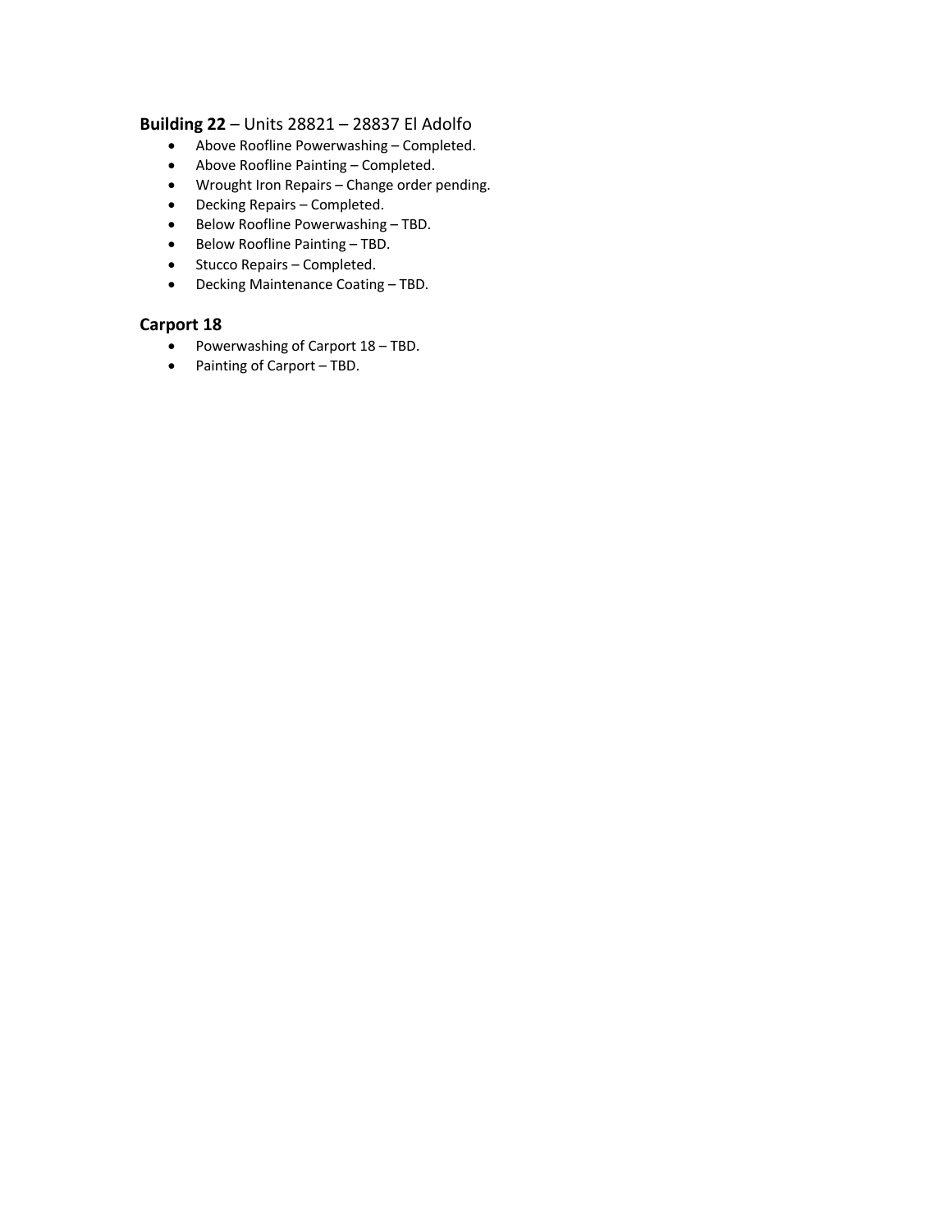**Building 22** – Units 28821 – 28837 El Adolfo

- Above Roofline Powerwashing – Completed.
- Above Roofline Painting – Completed.
- Wrought Iron Repairs – Change order pending.
- Decking Repairs – Completed.
- Below Roofline Powerwashing – TBD.
- Below Roofline Painting – TBD.
- Stucco Repairs – Completed.
- Decking Maintenance Coating – TBD.

**Carport 18**

- Powerwashing of Carport 18 – TBD.
- Painting of Carport – TBD.